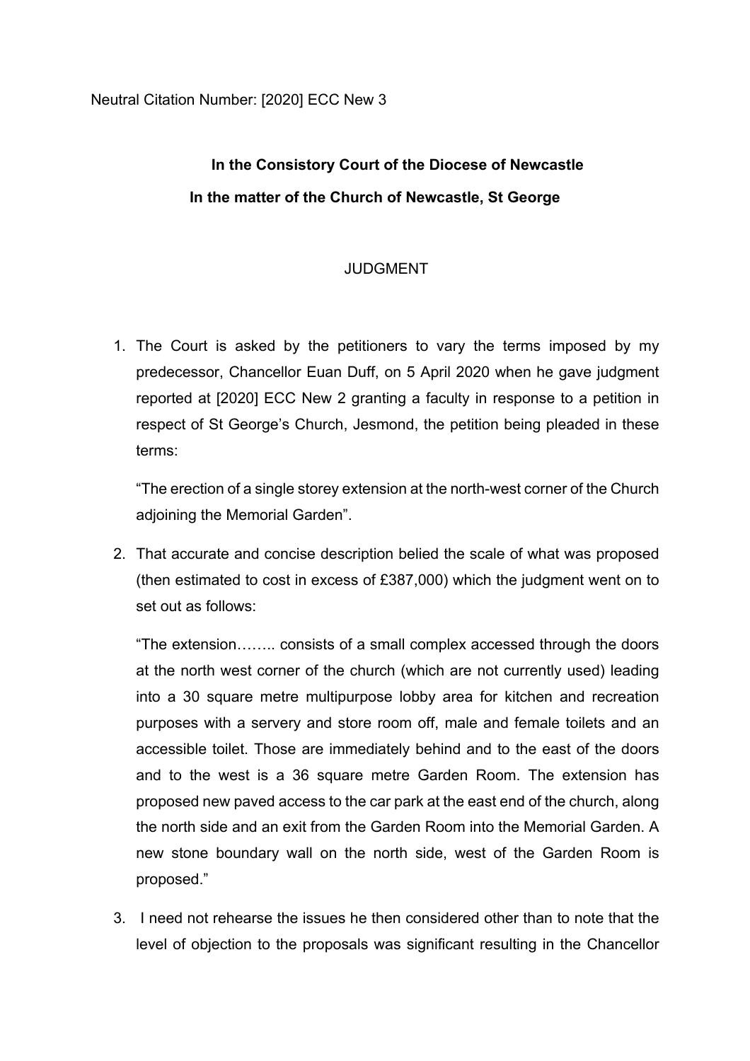Neutral Citation Number: [2020] ECC New 3

**In the Consistory Court of the Diocese of Newcastle**

**In the matter of the Church of Newcastle, St George**

JUDGMENT

1. The Court is asked by the petitioners to vary the terms imposed by my predecessor, Chancellor Euan Duff, on 5 April 2020 when he gave judgment reported at [2020] ECC New 2 granting a faculty in response to a petition in respect of St George's Church, Jesmond, the petition being pleaded in these terms:

   "The erection of a single storey extension at the north-west corner of the Church adjoining the Memorial Garden".

2. That accurate and concise description belied the scale of what was proposed (then estimated to cost in excess of £387,000) which the judgment went on to set out as follows:

   "The extension…….. consists of a small complex accessed through the doors at the north west corner of the church (which are not currently used) leading into a 30 square metre multipurpose lobby area for kitchen and recreation purposes with a servery and store room off, male and female toilets and an accessible toilet. Those are immediately behind and to the east of the doors and to the west is a 36 square metre Garden Room. The extension has proposed new paved access to the car park at the east end of the church, along the north side and an exit from the Garden Room into the Memorial Garden. A new stone boundary wall on the north side, west of the Garden Room is proposed."

3. I need not rehearse the issues he then considered other than to note that the level of objection to the proposals was significant resulting in the Chancellor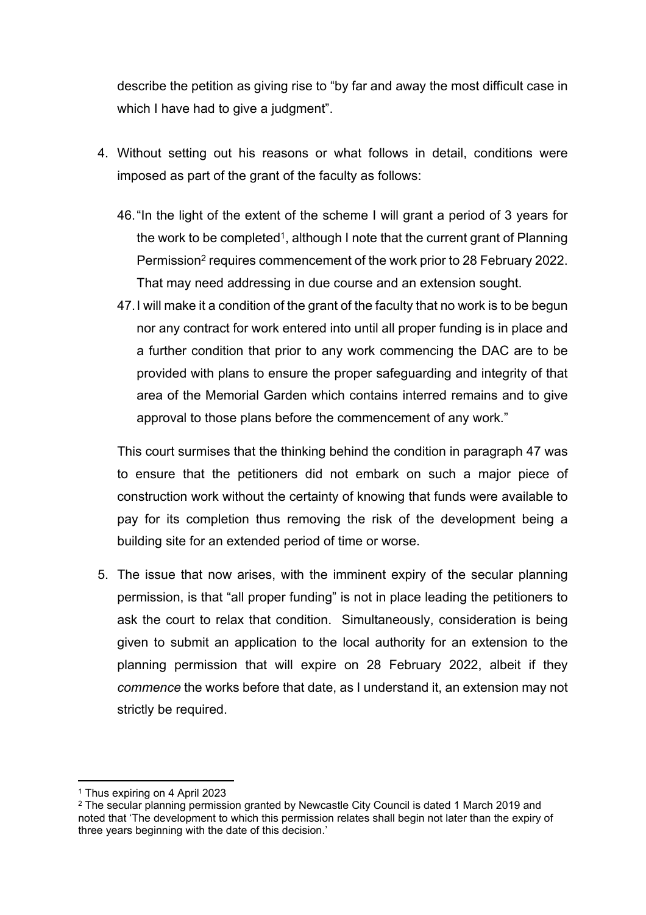describe the petition as giving rise to "by far and away the most difficult case in which I have had to give a judgment".

4. Without setting out his reasons or what follows in detail, conditions were imposed as part of the grant of the faculty as follows:

   46. "In the light of the extent of the scheme I will grant a period of 3 years for the work to be completed[1], although I note that the current grant of Planning Permission[2] requires commencement of the work prior to 28 February 2022. That may need addressing in due course and an extension sought.
   47. I will make it a condition of the grant of the faculty that no work is to be begun nor any contract for work entered into until all proper funding is in place and a further condition that prior to any work commencing the DAC are to be provided with plans to ensure the proper safeguarding and integrity of that area of the Memorial Garden which contains interred remains and to give approval to those plans before the commencement of any work."

   This court surmises that the thinking behind the condition in paragraph 47 was to ensure that the petitioners did not embark on such a major piece of construction work without the certainty of knowing that funds were available to pay for its completion thus removing the risk of the development being a building site for an extended period of time or worse.

5. The issue that now arises, with the imminent expiry of the secular planning permission, is that "all proper funding" is not in place leading the petitioners to ask the court to relax that condition. Simultaneously, consideration is being given to submit an application to the local authority for an extension to the planning permission that will expire on 28 February 2022, albeit if they *commence* the works before that date, as I understand it, an extension may not strictly be required.

---

[1] Thus expiring on 4 April 2023

[2] The secular planning permission granted by Newcastle City Council is dated 1 March 2019 and noted that 'The development to which this permission relates shall begin not later than the expiry of three years beginning with the date of this decision.'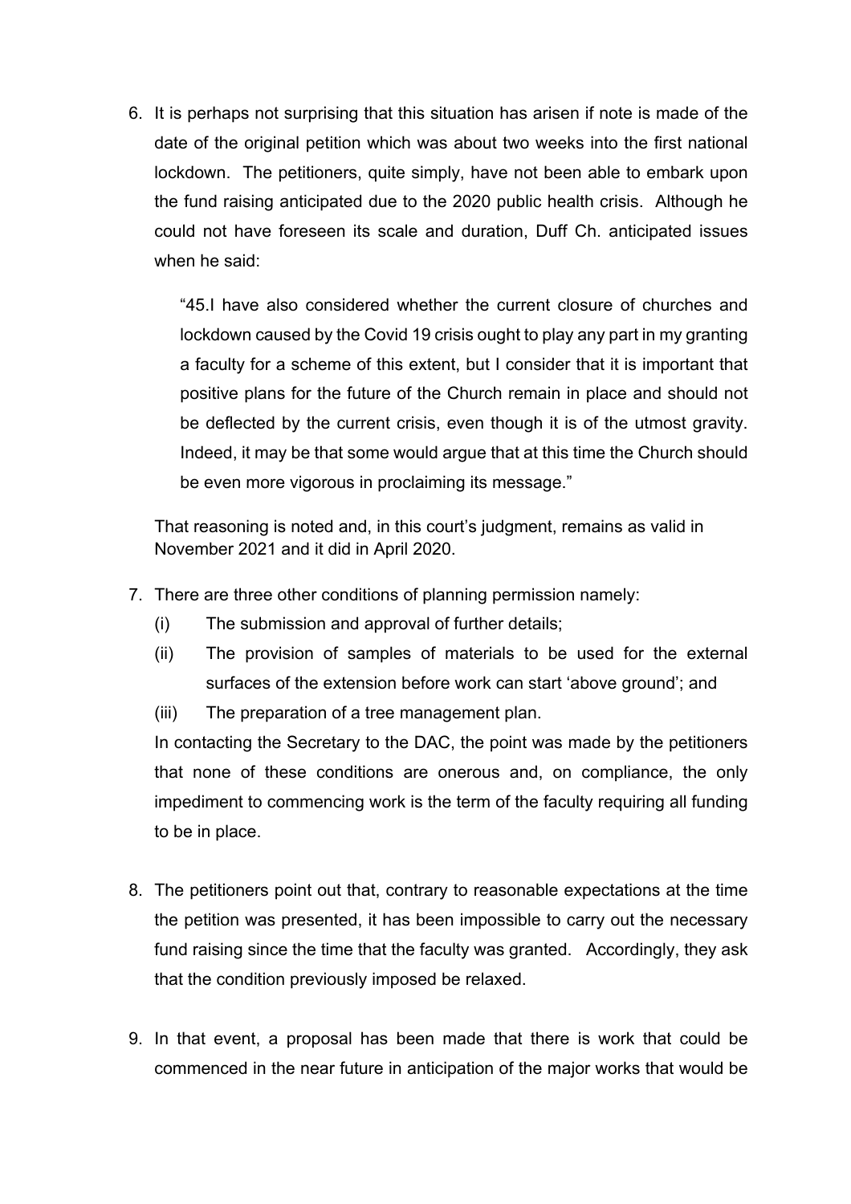6. It is perhaps not surprising that this situation has arisen if note is made of the date of the original petition which was about two weeks into the first national lockdown. The petitioners, quite simply, have not been able to embark upon the fund raising anticipated due to the 2020 public health crisis. Although he could not have foreseen its scale and duration, Duff Ch. anticipated issues when he said:

   > "45.I have also considered whether the current closure of churches and lockdown caused by the Covid 19 crisis ought to play any part in my granting a faculty for a scheme of this extent, but I consider that it is important that positive plans for the future of the Church remain in place and should not be deflected by the current crisis, even though it is of the utmost gravity. Indeed, it may be that some would argue that at this time the Church should be even more vigorous in proclaiming its message."

   That reasoning is noted and, in this court's judgment, remains as valid in November 2021 and it did in April 2020.

7. There are three other conditions of planning permission namely:
   (i) The submission and approval of further details;
   (ii) The provision of samples of materials to be used for the external surfaces of the extension before work can start 'above ground'; and
   (iii) The preparation of a tree management plan.

   In contacting the Secretary to the DAC, the point was made by the petitioners that none of these conditions are onerous and, on compliance, the only impediment to commencing work is the term of the faculty requiring all funding to be in place.

8. The petitioners point out that, contrary to reasonable expectations at the time the petition was presented, it has been impossible to carry out the necessary fund raising since the time that the faculty was granted. Accordingly, they ask that the condition previously imposed be relaxed.

9. In that event, a proposal has been made that there is work that could be commenced in the near future in anticipation of the major works that would be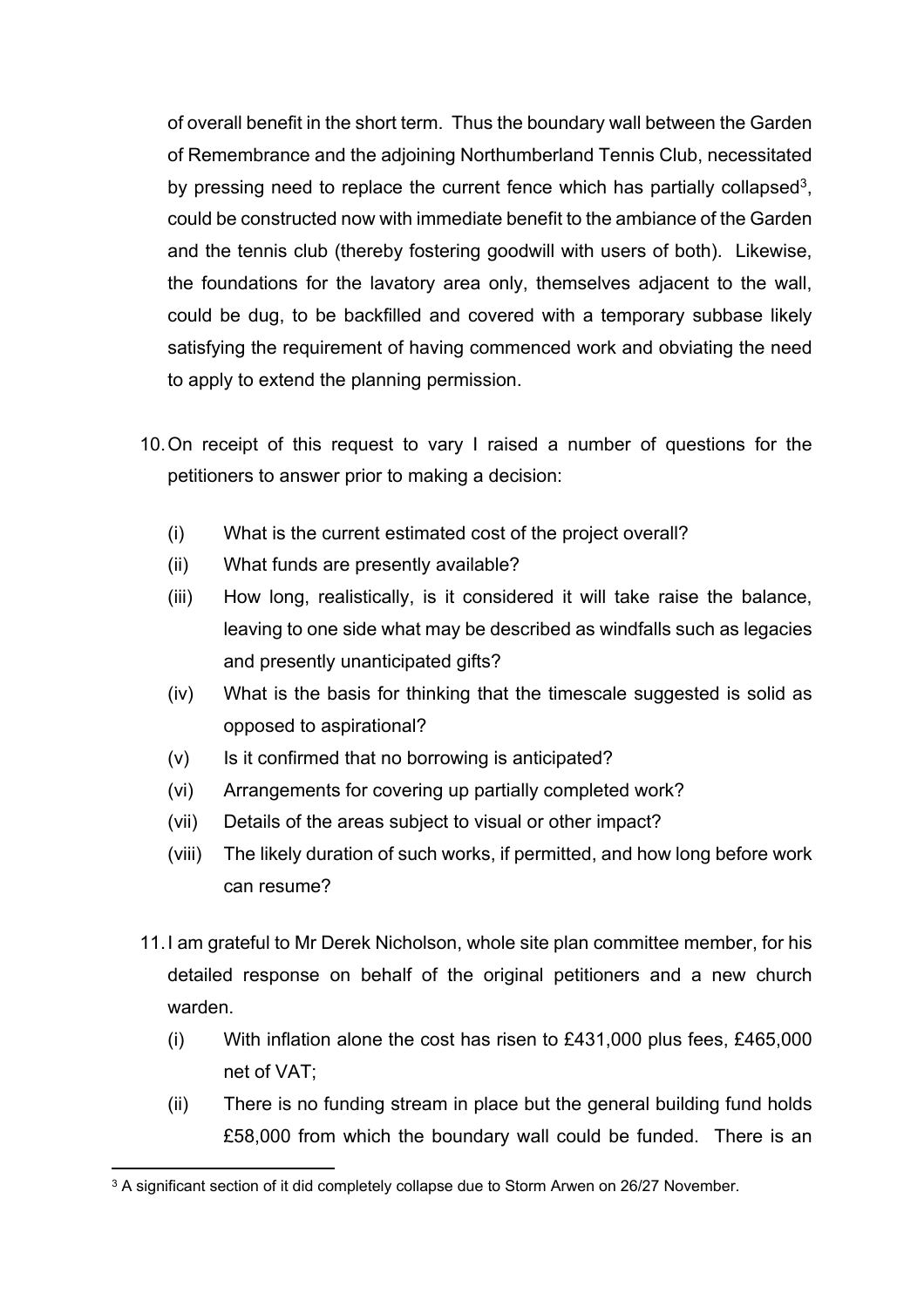of overall benefit in the short term. Thus the boundary wall between the Garden of Remembrance and the adjoining Northumberland Tennis Club, necessitated by pressing need to replace the current fence which has partially collapsed[3], could be constructed now with immediate benefit to the ambiance of the Garden and the tennis club (thereby fostering goodwill with users of both). Likewise, the foundations for the lavatory area only, themselves adjacent to the wall, could be dug, to be backfilled and covered with a temporary subbase likely satisfying the requirement of having commenced work and obviating the need to apply to extend the planning permission.

10. On receipt of this request to vary I raised a number of questions for the petitioners to answer prior to making a decision:

    (i) What is the current estimated cost of the project overall?

    (ii) What funds are presently available?

    (iii) How long, realistically, is it considered it will take raise the balance, leaving to one side what may be described as windfalls such as legacies and presently unanticipated gifts?

    (iv) What is the basis for thinking that the timescale suggested is solid as opposed to aspirational?

    (v) Is it confirmed that no borrowing is anticipated?

    (vi) Arrangements for covering up partially completed work?

    (vii) Details of the areas subject to visual or other impact?

    (viii) The likely duration of such works, if permitted, and how long before work can resume?

11. I am grateful to Mr Derek Nicholson, whole site plan committee member, for his detailed response on behalf of the original petitioners and a new church warden.

    (i) With inflation alone the cost has risen to £431,000 plus fees, £465,000 net of VAT;

    (ii) There is no funding stream in place but the general building fund holds £58,000 from which the boundary wall could be funded. There is an

[3] A significant section of it did completely collapse due to Storm Arwen on 26/27 November.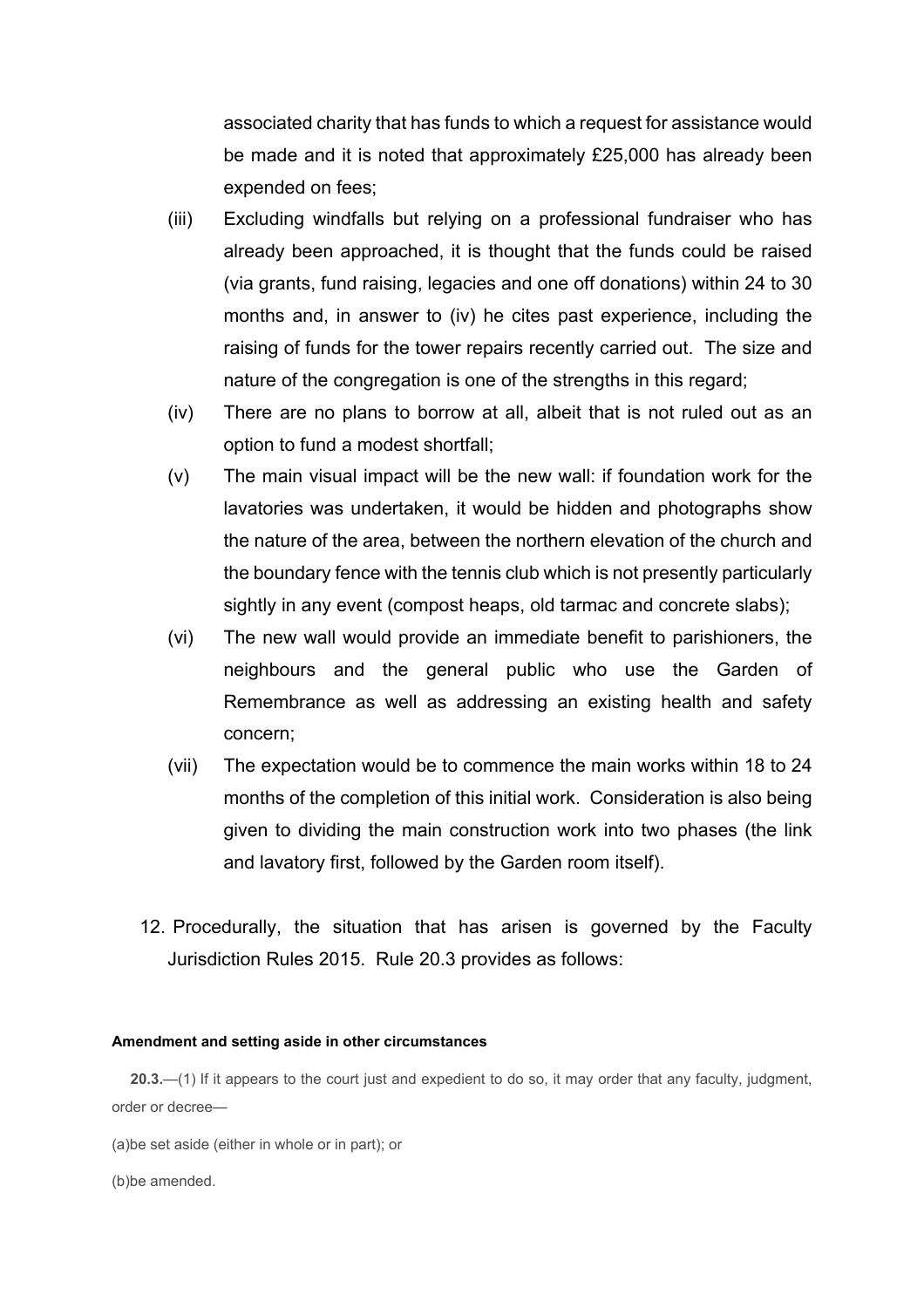associated charity that has funds to which a request for assistance would be made and it is noted that approximately £25,000 has already been expended on fees;

(iii) Excluding windfalls but relying on a professional fundraiser who has already been approached, it is thought that the funds could be raised (via grants, fund raising, legacies and one off donations) within 24 to 30 months and, in answer to (iv) he cites past experience, including the raising of funds for the tower repairs recently carried out. The size and nature of the congregation is one of the strengths in this regard;

(iv) There are no plans to borrow at all, albeit that is not ruled out as an option to fund a modest shortfall;

(v) The main visual impact will be the new wall: if foundation work for the lavatories was undertaken, it would be hidden and photographs show the nature of the area, between the northern elevation of the church and the boundary fence with the tennis club which is not presently particularly sightly in any event (compost heaps, old tarmac and concrete slabs);

(vi) The new wall would provide an immediate benefit to parishioners, the neighbours and the general public who use the Garden of Remembrance as well as addressing an existing health and safety concern;

(vii) The expectation would be to commence the main works within 18 to 24 months of the completion of this initial work. Consideration is also being given to dividing the main construction work into two phases (the link and lavatory first, followed by the Garden room itself).

12. Procedurally, the situation that has arisen is governed by the Faculty Jurisdiction Rules 2015. Rule 20.3 provides as follows:

**Amendment and setting aside in other circumstances**

**20.3.**—(1) If it appears to the court just and expedient to do so, it may order that any faculty, judgment, order or decree—

(a)be set aside (either in whole or in part); or

(b)be amended.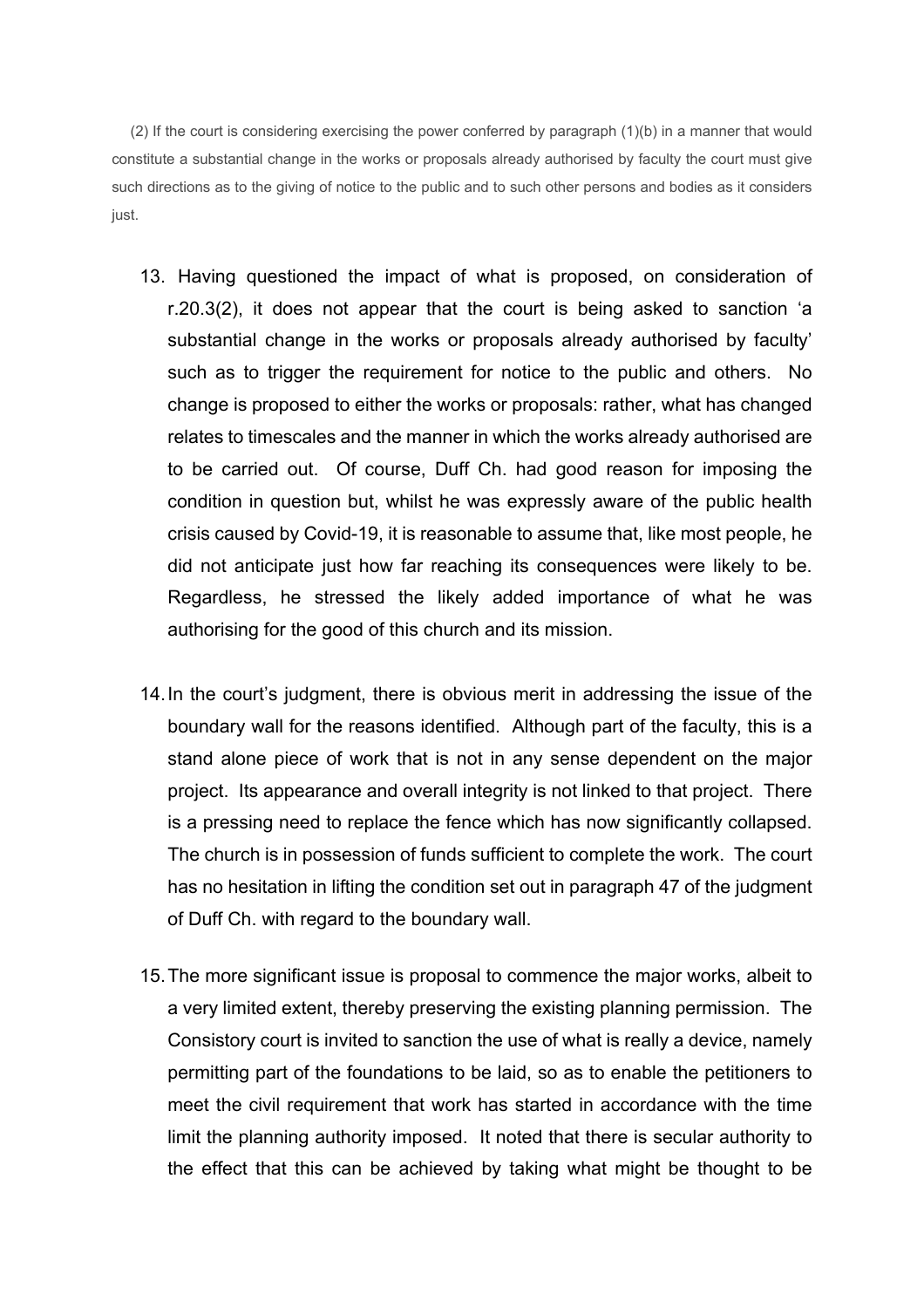(2) If the court is considering exercising the power conferred by paragraph (1)(b) in a manner that would constitute a substantial change in the works or proposals already authorised by faculty the court must give such directions as to the giving of notice to the public and to such other persons and bodies as it considers just.

13. Having questioned the impact of what is proposed, on consideration of r.20.3(2), it does not appear that the court is being asked to sanction 'a substantial change in the works or proposals already authorised by faculty' such as to trigger the requirement for notice to the public and others. No change is proposed to either the works or proposals: rather, what has changed relates to timescales and the manner in which the works already authorised are to be carried out. Of course, Duff Ch. had good reason for imposing the condition in question but, whilst he was expressly aware of the public health crisis caused by Covid-19, it is reasonable to assume that, like most people, he did not anticipate just how far reaching its consequences were likely to be. Regardless, he stressed the likely added importance of what he was authorising for the good of this church and its mission.

14. In the court's judgment, there is obvious merit in addressing the issue of the boundary wall for the reasons identified. Although part of the faculty, this is a stand alone piece of work that is not in any sense dependent on the major project. Its appearance and overall integrity is not linked to that project. There is a pressing need to replace the fence which has now significantly collapsed. The church is in possession of funds sufficient to complete the work. The court has no hesitation in lifting the condition set out in paragraph 47 of the judgment of Duff Ch. with regard to the boundary wall.

15. The more significant issue is proposal to commence the major works, albeit to a very limited extent, thereby preserving the existing planning permission. The Consistory court is invited to sanction the use of what is really a device, namely permitting part of the foundations to be laid, so as to enable the petitioners to meet the civil requirement that work has started in accordance with the time limit the planning authority imposed. It noted that there is secular authority to the effect that this can be achieved by taking what might be thought to be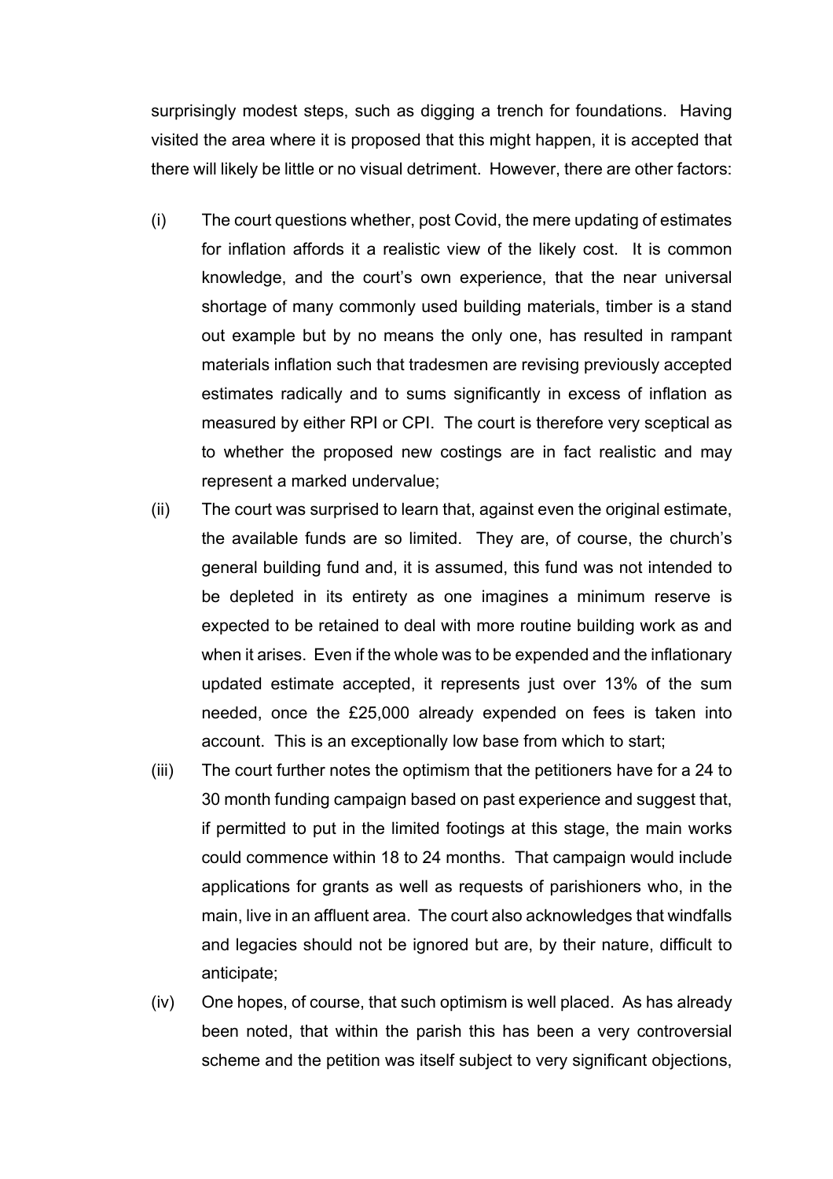surprisingly modest steps, such as digging a trench for foundations. Having visited the area where it is proposed that this might happen, it is accepted that there will likely be little or no visual detriment. However, there are other factors:

(i) The court questions whether, post Covid, the mere updating of estimates for inflation affords it a realistic view of the likely cost. It is common knowledge, and the court's own experience, that the near universal shortage of many commonly used building materials, timber is a stand out example but by no means the only one, has resulted in rampant materials inflation such that tradesmen are revising previously accepted estimates radically and to sums significantly in excess of inflation as measured by either RPI or CPI. The court is therefore very sceptical as to whether the proposed new costings are in fact realistic and may represent a marked undervalue;

(ii) The court was surprised to learn that, against even the original estimate, the available funds are so limited. They are, of course, the church's general building fund and, it is assumed, this fund was not intended to be depleted in its entirety as one imagines a minimum reserve is expected to be retained to deal with more routine building work as and when it arises. Even if the whole was to be expended and the inflationary updated estimate accepted, it represents just over 13% of the sum needed, once the £25,000 already expended on fees is taken into account. This is an exceptionally low base from which to start;

(iii) The court further notes the optimism that the petitioners have for a 24 to 30 month funding campaign based on past experience and suggest that, if permitted to put in the limited footings at this stage, the main works could commence within 18 to 24 months. That campaign would include applications for grants as well as requests of parishioners who, in the main, live in an affluent area. The court also acknowledges that windfalls and legacies should not be ignored but are, by their nature, difficult to anticipate;

(iv) One hopes, of course, that such optimism is well placed. As has already been noted, that within the parish this has been a very controversial scheme and the petition was itself subject to very significant objections,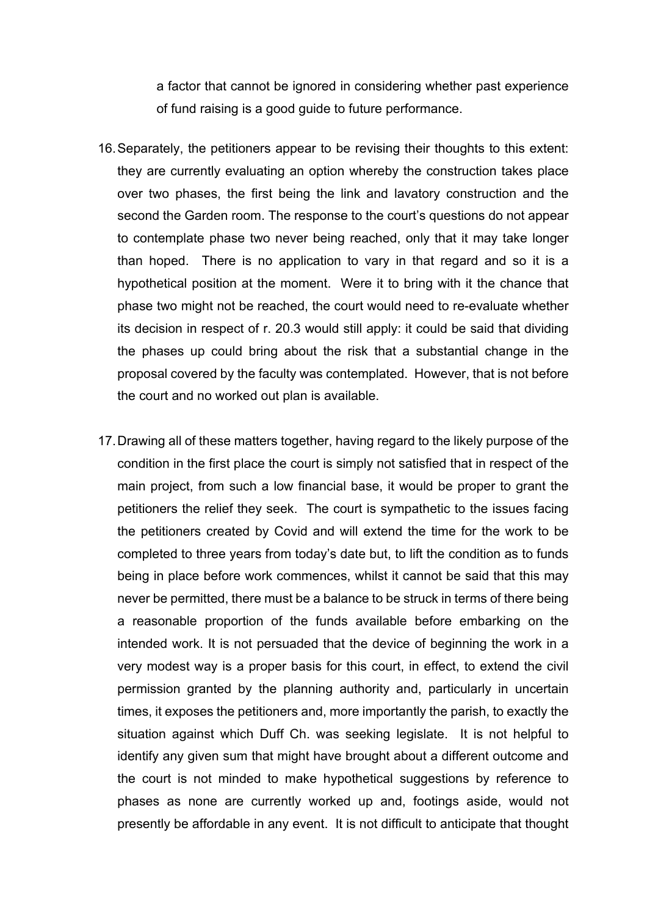a factor that cannot be ignored in considering whether past experience of fund raising is a good guide to future performance.

16. Separately, the petitioners appear to be revising their thoughts to this extent: they are currently evaluating an option whereby the construction takes place over two phases, the first being the link and lavatory construction and the second the Garden room. The response to the court's questions do not appear to contemplate phase two never being reached, only that it may take longer than hoped. There is no application to vary in that regard and so it is a hypothetical position at the moment. Were it to bring with it the chance that phase two might not be reached, the court would need to re-evaluate whether its decision in respect of r. 20.3 would still apply: it could be said that dividing the phases up could bring about the risk that a substantial change in the proposal covered by the faculty was contemplated. However, that is not before the court and no worked out plan is available.

17. Drawing all of these matters together, having regard to the likely purpose of the condition in the first place the court is simply not satisfied that in respect of the main project, from such a low financial base, it would be proper to grant the petitioners the relief they seek. The court is sympathetic to the issues facing the petitioners created by Covid and will extend the time for the work to be completed to three years from today's date but, to lift the condition as to funds being in place before work commences, whilst it cannot be said that this may never be permitted, there must be a balance to be struck in terms of there being a reasonable proportion of the funds available before embarking on the intended work. It is not persuaded that the device of beginning the work in a very modest way is a proper basis for this court, in effect, to extend the civil permission granted by the planning authority and, particularly in uncertain times, it exposes the petitioners and, more importantly the parish, to exactly the situation against which Duff Ch. was seeking legislate. It is not helpful to identify any given sum that might have brought about a different outcome and the court is not minded to make hypothetical suggestions by reference to phases as none are currently worked up and, footings aside, would not presently be affordable in any event. It is not difficult to anticipate that thought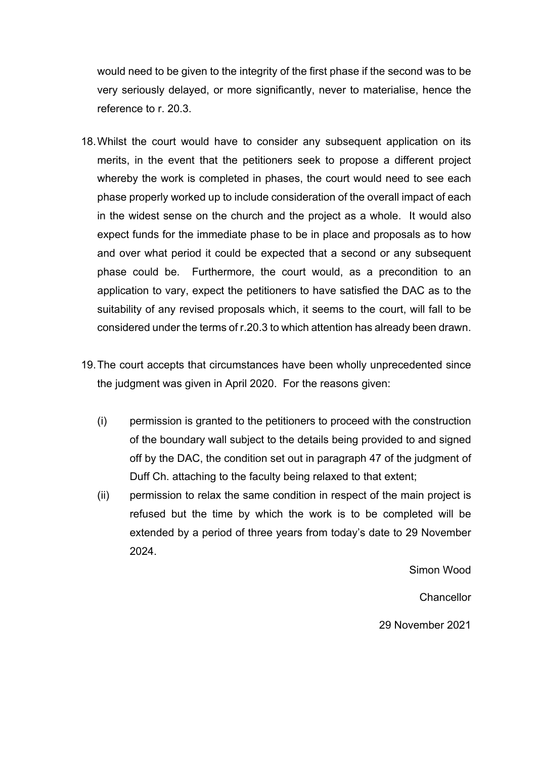would need to be given to the integrity of the first phase if the second was to be very seriously delayed, or more significantly, never to materialise, hence the reference to r. 20.3.

18. Whilst the court would have to consider any subsequent application on its merits, in the event that the petitioners seek to propose a different project whereby the work is completed in phases, the court would need to see each phase properly worked up to include consideration of the overall impact of each in the widest sense on the church and the project as a whole. It would also expect funds for the immediate phase to be in place and proposals as to how and over what period it could be expected that a second or any subsequent phase could be. Furthermore, the court would, as a precondition to an application to vary, expect the petitioners to have satisfied the DAC as to the suitability of any revised proposals which, it seems to the court, will fall to be considered under the terms of r.20.3 to which attention has already been drawn.

19. The court accepts that circumstances have been wholly unprecedented since the judgment was given in April 2020. For the reasons given:

    (i) permission is granted to the petitioners to proceed with the construction of the boundary wall subject to the details being provided to and signed off by the DAC, the condition set out in paragraph 47 of the judgment of Duff Ch. attaching to the faculty being relaxed to that extent;

    (ii) permission to relax the same condition in respect of the main project is refused but the time by which the work is to be completed will be extended by a period of three years from today's date to 29 November 2024.

Simon Wood

Chancellor

29 November 2021